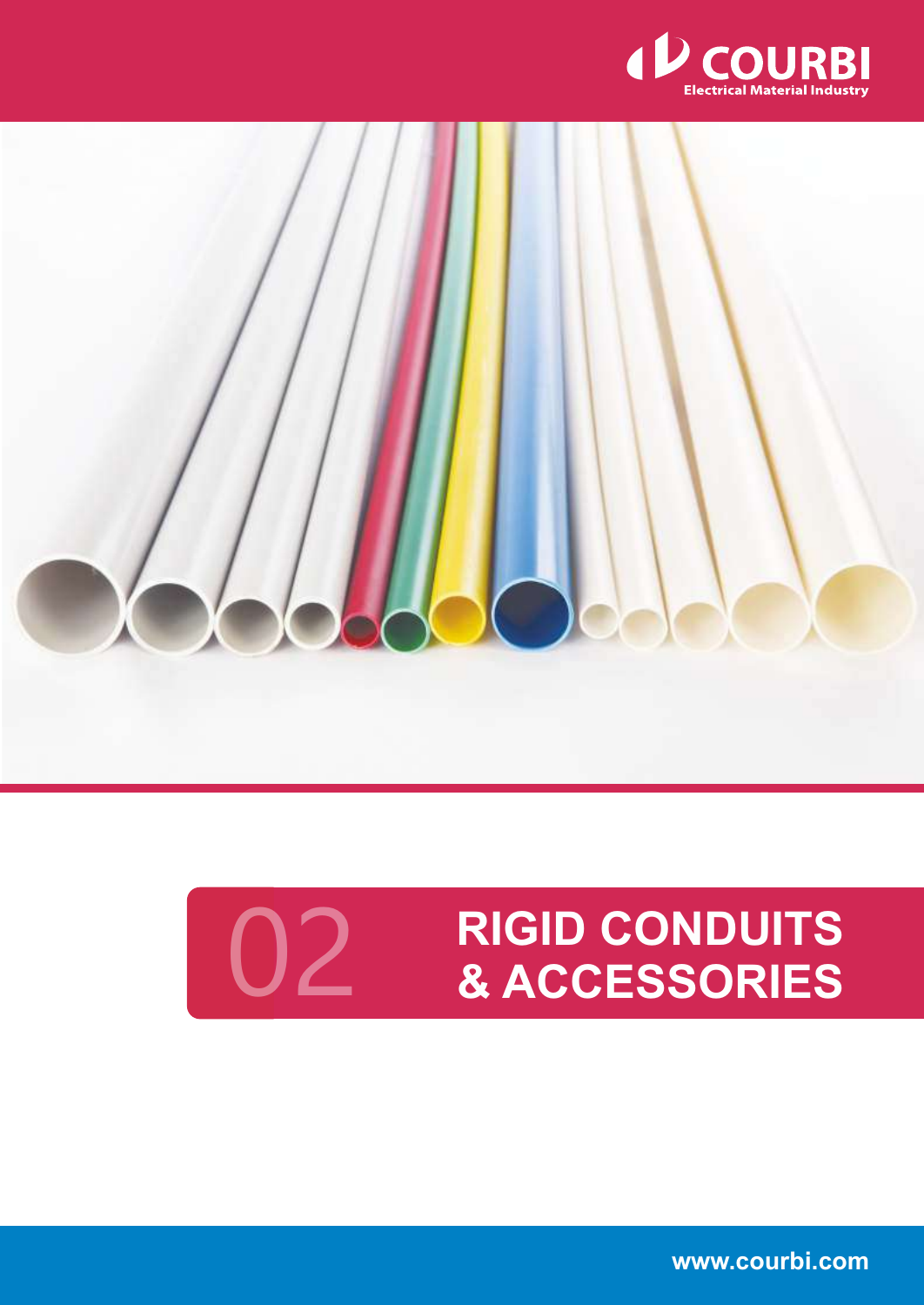COURBI
Electrical Material Industry

# 02 RIGID CONDUITS & ACCESSORIES

www.courbi.com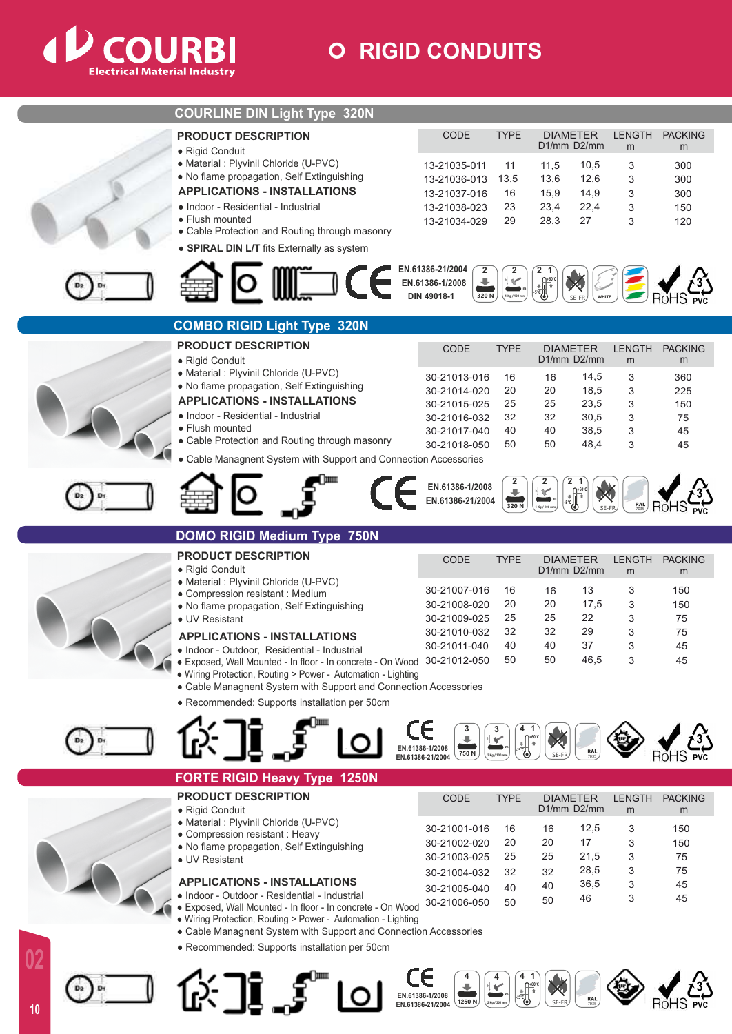# COURBI
Electrical Material Industry

# RIGID CONDUITS

## COURLINE DIN Light Type 320N

### PRODUCT DESCRIPTION

- Rigid Conduit
- Material : Plyvinil Chloride (U-PVC)
- No flame propagation, Self Extinguishing

### APPLICATIONS - INSTALLATIONS

- Indoor - Residential - Industrial
- Flush mounted
- Cable Protection and Routing through masonry
- **SPIRAL DIN L/T** fits Externally as system

| CODE | TYPE | DIAMETER D1/mm | D2/mm | LENGTH m | PACKING m |
|---|---|---|---|---|---|
| 13-21035-011 | 11 | 11,5 | 10,5 | 3 | 300 |
| 13-21036-013 | 13,5 | 13,6 | 12,6 | 3 | 300 |
| 13-21037-016 | 16 | 15,9 | 14,9 | 3 | 300 |
| 13-21038-023 | 23 | 23,4 | 22,4 | 3 | 150 |
| 13-21034-029 | 29 | 28,3 | 27 | 3 | 120 |

EN.61386-21/2004
EN.61386-1/2008
DIN 49018-1

## COMBO RIGID Light Type 320N

### PRODUCT DESCRIPTION

- Rigid Conduit
- Material : Plyvinil Chloride (U-PVC)
- No flame propagation, Self Extinguishing

### APPLICATIONS - INSTALLATIONS

- Indoor - Residential - Industrial
- Flush mounted
- Cable Protection and Routing through masonry
- Cable Managent System with Support and Connection Accessories

| CODE | TYPE | DIAMETER D1/mm | D2/mm | LENGTH m | PACKING m |
|---|---|---|---|---|---|
| 30-21013-016 | 16 | 16 | 14,5 | 3 | 360 |
| 30-21014-020 | 20 | 20 | 18,5 | 3 | 225 |
| 30-21015-025 | 25 | 25 | 23,5 | 3 | 150 |
| 30-21016-032 | 32 | 32 | 30,5 | 3 | 75 |
| 30-21017-040 | 40 | 40 | 38,5 | 3 | 45 |
| 30-21018-050 | 50 | 50 | 48,4 | 3 | 45 |

EN.61386-1/2008
EN.61386-21/2004

## DOMO RIGID Medium Type 750N

### PRODUCT DESCRIPTION

- Rigid Conduit
- Material : Plyvinil Chloride (U-PVC)
- Compression resistant : Medium
- No flame propagation, Self Extinguishing
- UV Resistant

### APPLICATIONS - INSTALLATIONS

- Indoor - Outdoor, Residential - Industrial
- Exposed, Wall Mounted - In floor - In concrete - On Wood
- Wiring Protection, Routing > Power - Automation - Lighting
- Cable Managent System with Support and Connection Accessories
- Recommended: Supports installation per 50cm

| CODE | TYPE | DIAMETER D1/mm | D2/mm | LENGTH m | PACKING m |
|---|---|---|---|---|---|
| 30-21007-016 | 16 | 16 | 13 | 3 | 150 |
| 30-21008-020 | 20 | 20 | 17,5 | 3 | 150 |
| 30-21009-025 | 25 | 25 | 22 | 3 | 75 |
| 30-21010-032 | 32 | 32 | 29 | 3 | 75 |
| 30-21011-040 | 40 | 40 | 37 | 3 | 45 |
| 30-21012-050 | 50 | 50 | 46,5 | 3 | 45 |

EN.61386-1/2008
EN.61386-21/2004

## FORTE RIGID Heavy Type 1250N

### PRODUCT DESCRIPTION

- Rigid Conduit
- Material : Plyvinil Chloride (U-PVC)
- Compression resistant : Heavy
- No flame propagation, Self Extinguishing
- UV Resistant

### APPLICATIONS - INSTALLATIONS

- Indoor - Outdoor - Residential - Industrial
- Exposed, Wall Mounted - In floor - In concrete - On Wood
- Wiring Protection, Routing > Power - Automation - Lighting
- Cable Managent System with Support and Connection Accessories
- Recommended: Supports installation per 50cm

| CODE | TYPE | DIAMETER D1/mm | D2/mm | LENGTH m | PACKING m |
|---|---|---|---|---|---|
| 30-21001-016 | 16 | 16 | 12,5 | 3 | 150 |
| 30-21002-020 | 20 | 20 | 17 | 3 | 150 |
| 30-21003-025 | 25 | 25 | 21,5 | 3 | 75 |
| 30-21004-032 | 32 | 32 | 28,5 | 3 | 75 |
| 30-21005-040 | 40 | 40 | 36,5 | 3 | 45 |
| 30-21006-050 | 50 | 50 | 46 | 3 | 45 |

EN.61386-1/2008
EN.61386-21/2004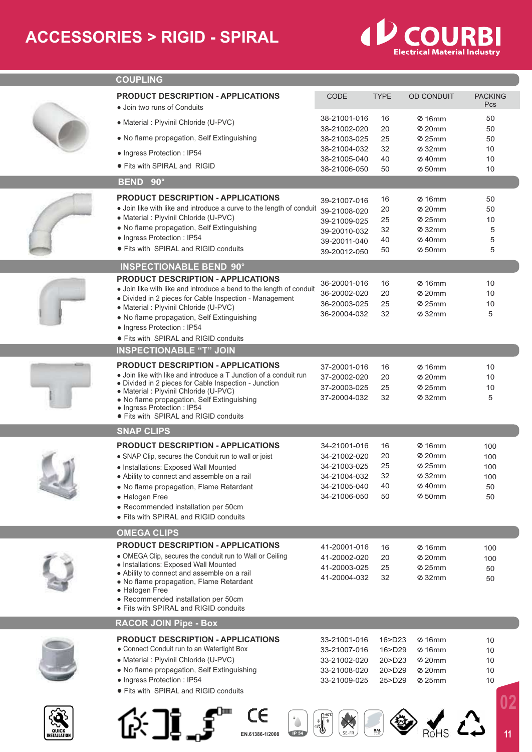# ACCESSORIES > RIGID - SPIRAL

COURBI
Electrical Material Industry

## COUPLING

**PRODUCT DESCRIPTION - APPLICATIONS**

- Join two runs of Conduits
- Material : Plyvinil Chloride (U-PVC)
- No flame propagation, Self Extinguishing
- Ingress Protection : IP54
- Fits with SPIRAL and RIGID

| CODE | TYPE | OD CONDUIT | PACKING Pcs |
|---|---|---|---|
| 38-21001-016 | 16 | Ø 16mm | 50 |
| 38-21002-020 | 20 | Ø 20mm | 50 |
| 38-21003-025 | 25 | Ø 25mm | 50 |
| 38-21004-032 | 32 | Ø 32mm | 10 |
| 38-21005-040 | 40 | Ø 40mm | 10 |
| 38-21006-050 | 50 | Ø 50mm | 10 |

## BEND 90°

**PRODUCT DESCRIPTION - APPLICATIONS**

- Join like with like and introduce a curve to the length of conduit
- Material : Plyvinil Chloride (U-PVC)
- No flame propagation, Self Extinguishing
- Ingress Protection : IP54
- Fits with SPIRAL and RIGID conduits

| CODE | TYPE | OD CONDUIT | PACKING Pcs |
|---|---|---|---|
| 39-21007-016 | 16 | Ø 16mm | 50 |
| 39-21008-020 | 20 | Ø 20mm | 50 |
| 39-21009-025 | 25 | Ø 25mm | 10 |
| 39-20010-032 | 32 | Ø 32mm | 5 |
| 39-20011-040 | 40 | Ø 40mm | 5 |
| 39-20012-050 | 50 | Ø 50mm | 5 |

## INSPECTIONABLE BEND 90°

**PRODUCT DESCRIPTION - APPLICATIONS**

- Join like with like and introduce a bend to the length of conduit
- Divided in 2 pieces for Cable Inspection - Management
- Material : Plyvinil Chloride (U-PVC)
- No flame propagation, Self Extinguishing
- Ingress Protection : IP54
- Fits with SPIRAL and RIGID conduits

| CODE | TYPE | OD CONDUIT | PACKING Pcs |
|---|---|---|---|
| 36-20001-016 | 16 | Ø 16mm | 10 |
| 36-20002-020 | 20 | Ø 20mm | 10 |
| 36-20003-025 | 25 | Ø 25mm | 10 |
| 36-20004-032 | 32 | Ø 32mm | 5 |

## INSPECTIONABLE "T" JOIN

**PRODUCT DESCRIPTION - APPLICATIONS**

- Join like with like and introduce a T Junction of a conduit run
- Divided in 2 pieces for Cable Inspection - Junction
- Material : Plyvinil Chloride (U-PVC)
- No flame propagation, Self Extinguishing
- Ingress Protection : IP54
- Fits with SPIRAL and RIGID conduits

| CODE | TYPE | OD CONDUIT | PACKING Pcs |
|---|---|---|---|
| 37-20001-016 | 16 | Ø 16mm | 10 |
| 37-20002-020 | 20 | Ø 20mm | 10 |
| 37-20003-025 | 25 | Ø 25mm | 10 |
| 37-20004-032 | 32 | Ø 32mm | 5 |

## SNAP CLIPS

**PRODUCT DESCRIPTION - APPLICATIONS**

- SNAP Clip, secures the Conduit run to wall or joist
- Installations: Exposed Wall Mounted
- Ability to connect and assemble on a rail
- No flame propagation, Flame Retardant
- Halogen Free
- Recommended installation per 50cm
- Fits with SPIRAL and RIGID conduits

| CODE | TYPE | OD CONDUIT | PACKING Pcs |
|---|---|---|---|
| 34-21001-016 | 16 | Ø 16mm | 100 |
| 34-21002-020 | 20 | Ø 20mm | 100 |
| 34-21003-025 | 25 | Ø 25mm | 100 |
| 34-21004-032 | 32 | Ø 32mm | 100 |
| 34-21005-040 | 40 | Ø 40mm | 50 |
| 34-21006-050 | 50 | Ø 50mm | 50 |

## OMEGA CLIPS

**PRODUCT DESCRIPTION - APPLICATIONS**

- OMEGA Clip, secures the conduit run to Wall or Ceiling
- Installations: Exposed Wall Mounted
- Ability to connect and assemble on a rail
- No flame propagation, Flame Retardant
- Halogen Free
- Recommended installation per 50cm
- Fits with SPIRAL and RIGID conduits

| CODE | TYPE | OD CONDUIT | PACKING Pcs |
|---|---|---|---|
| 41-20001-016 | 16 | Ø 16mm | 100 |
| 41-20002-020 | 20 | Ø 20mm | 100 |
| 41-20003-025 | 25 | Ø 25mm | 50 |
| 41-20004-032 | 32 | Ø 32mm | 50 |

## RACOR JOIN Pipe - Box

**PRODUCT DESCRIPTION - APPLICATIONS**

- Connect Conduit run to an Watertight Box
- Material : Plyvinil Chloride (U-PVC)
- No flame propagation, Self Extinguishing
- Ingress Protection : IP54
- Fits with SPIRAL and RIGID conduits

| CODE | TYPE | OD CONDUIT | PACKING Pcs |
|---|---|---|---|
| 33-21001-016 | 16>D23 | Ø 16mm | 10 |
| 33-21007-016 | 16>D29 | Ø 16mm | 10 |
| 33-21002-020 | 20>D23 | Ø 20mm | 10 |
| 33-21008-020 | 20>D29 | Ø 20mm | 10 |
| 33-21009-025 | 25>D29 | Ø 25mm | 10 |

QUICK INSTALLATION

EN.61386-1/2008

IP 54

SE-FR

RAL 7035

RoHS

02